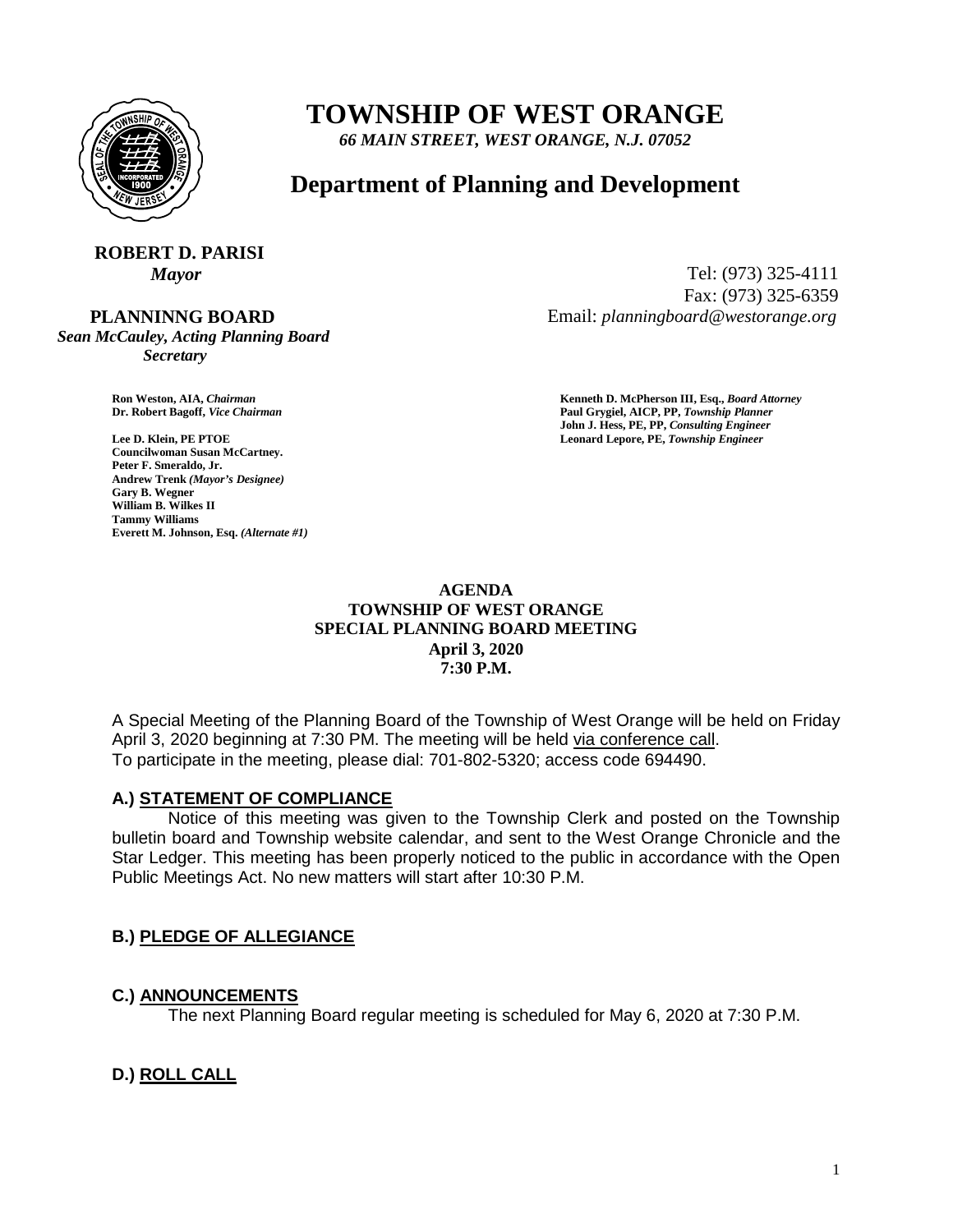# TOWNSHIP OF WEST ORANGE

*66 MAIN STREET, WEST ORANGE, N.J. 07052*

## Department of Planning and Development

**ROBERT D. PARISI**
*Mayor*

Tel: (973) 325-4111
Fax: (973) 325-6359
Email: *planningboard@westorange.org*

**PLANNINNG BOARD**
*Sean McCauley, Acting Planning Board Secretary*

**Ron Weston, AIA,** ***Chairman***
**Dr. Robert Bagoff,** ***Vice Chairman***

**Lee D. Klein, PE PTOE**
**Councilwoman Susan McCartney.**
**Peter F. Smeraldo, Jr.**
**Andrew Trenk** ***(Mayor's Designee)***
**Gary B. Wegner**
**William B. Wilkes II**
**Tammy Williams**
**Everett M. Johnson, Esq.** ***(Alternate #1)***

**Kenneth D. McPherson III, Esq.,** ***Board Attorney***
**Paul Grygiel, AICP, PP,** ***Township Planner***
**John J. Hess, PE, PP,** ***Consulting Engineer***
**Leonard Lepore, PE,** ***Township Engineer***

**AGENDA**
**TOWNSHIP OF WEST ORANGE**
**SPECIAL PLANNING BOARD MEETING**
**April 3, 2020**
**7:30 P.M.**

A Special Meeting of the Planning Board of the Township of West Orange will be held on Friday April 3, 2020 beginning at 7:30 PM. The meeting will be held via conference call.
To participate in the meeting, please dial: 701-802-5320; access code 694490.

### A.) STATEMENT OF COMPLIANCE

Notice of this meeting was given to the Township Clerk and posted on the Township bulletin board and Township website calendar, and sent to the West Orange Chronicle and the Star Ledger. This meeting has been properly noticed to the public in accordance with the Open Public Meetings Act. No new matters will start after 10:30 P.M.

### B.) PLEDGE OF ALLEGIANCE

### C.) ANNOUNCEMENTS

The next Planning Board regular meeting is scheduled for May 6, 2020 at 7:30 P.M.

### D.) ROLL CALL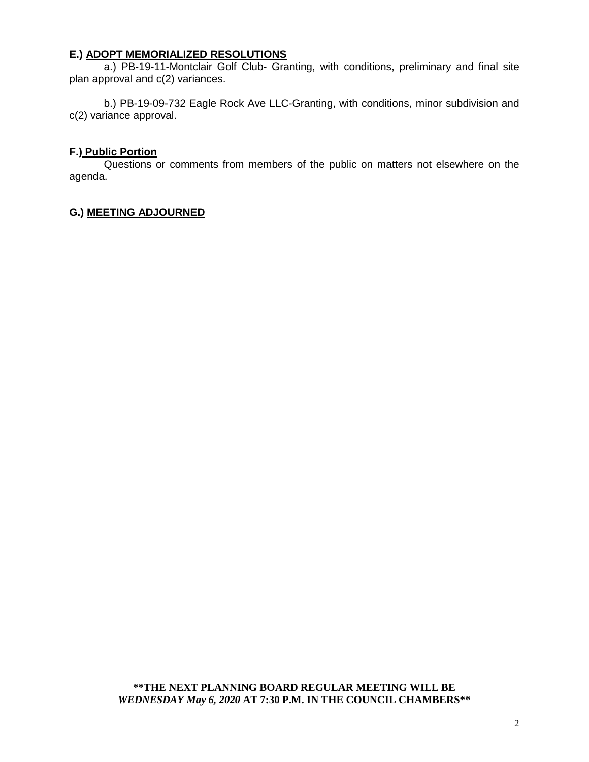**E.) ADOPT MEMORIALIZED RESOLUTIONS**

a.) PB-19-11-Montclair Golf Club- Granting, with conditions, preliminary and final site plan approval and c(2) variances.

b.) PB-19-09-732 Eagle Rock Ave LLC-Granting, with conditions, minor subdivision and c(2) variance approval.

**F.) Public Portion**

Questions or comments from members of the public on matters not elsewhere on the agenda.

**G.) MEETING ADJOURNED**

**\*\*THE NEXT PLANNING BOARD REGULAR MEETING WILL BE *WEDNESDAY May 6, 2020* AT 7:30 P.M. IN THE COUNCIL CHAMBERS\*\***